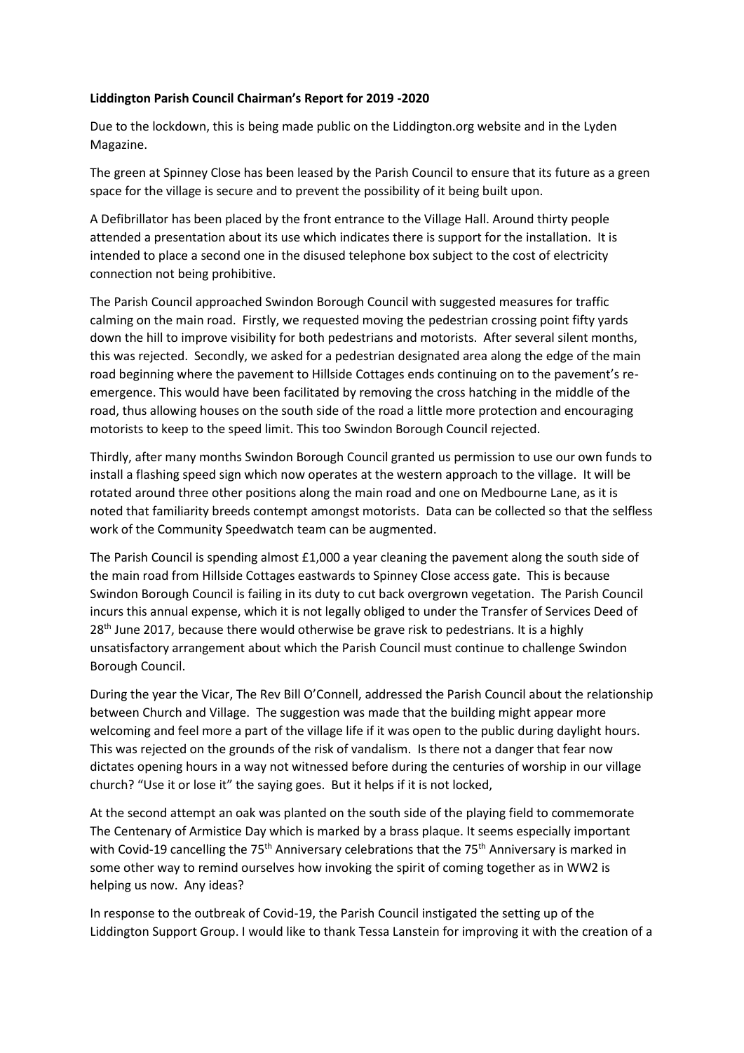**Liddington Parish Council Chairman's Report for 2019 -2020**

Due to the lockdown, this is being made public on the Liddington.org website and in the Lyden Magazine.

The green at Spinney Close has been leased by the Parish Council to ensure that its future as a green space for the village is secure and to prevent the possibility of it being built upon.

A Defibrillator has been placed by the front entrance to the Village Hall. Around thirty people attended a presentation about its use which indicates there is support for the installation. It is intended to place a second one in the disused telephone box subject to the cost of electricity connection not being prohibitive.

The Parish Council approached Swindon Borough Council with suggested measures for traffic calming on the main road. Firstly, we requested moving the pedestrian crossing point fifty yards down the hill to improve visibility for both pedestrians and motorists. After several silent months, this was rejected. Secondly, we asked for a pedestrian designated area along the edge of the main road beginning where the pavement to Hillside Cottages ends continuing on to the pavement's re-emergence. This would have been facilitated by removing the cross hatching in the middle of the road, thus allowing houses on the south side of the road a little more protection and encouraging motorists to keep to the speed limit. This too Swindon Borough Council rejected.

Thirdly, after many months Swindon Borough Council granted us permission to use our own funds to install a flashing speed sign which now operates at the western approach to the village. It will be rotated around three other positions along the main road and one on Medbourne Lane, as it is noted that familiarity breeds contempt amongst motorists. Data can be collected so that the selfless work of the Community Speedwatch team can be augmented.

The Parish Council is spending almost £1,000 a year cleaning the pavement along the south side of the main road from Hillside Cottages eastwards to Spinney Close access gate. This is because Swindon Borough Council is failing in its duty to cut back overgrown vegetation. The Parish Council incurs this annual expense, which it is not legally obliged to under the Transfer of Services Deed of 28th June 2017, because there would otherwise be grave risk to pedestrians. It is a highly unsatisfactory arrangement about which the Parish Council must continue to challenge Swindon Borough Council.

During the year the Vicar, The Rev Bill O'Connell, addressed the Parish Council about the relationship between Church and Village. The suggestion was made that the building might appear more welcoming and feel more a part of the village life if it was open to the public during daylight hours. This was rejected on the grounds of the risk of vandalism. Is there not a danger that fear now dictates opening hours in a way not witnessed before during the centuries of worship in our village church? "Use it or lose it" the saying goes. But it helps if it is not locked,

At the second attempt an oak was planted on the south side of the playing field to commemorate The Centenary of Armistice Day which is marked by a brass plaque. It seems especially important with Covid-19 cancelling the 75th Anniversary celebrations that the 75th Anniversary is marked in some other way to remind ourselves how invoking the spirit of coming together as in WW2 is helping us now. Any ideas?

In response to the outbreak of Covid-19, the Parish Council instigated the setting up of the Liddington Support Group. I would like to thank Tessa Lanstein for improving it with the creation of a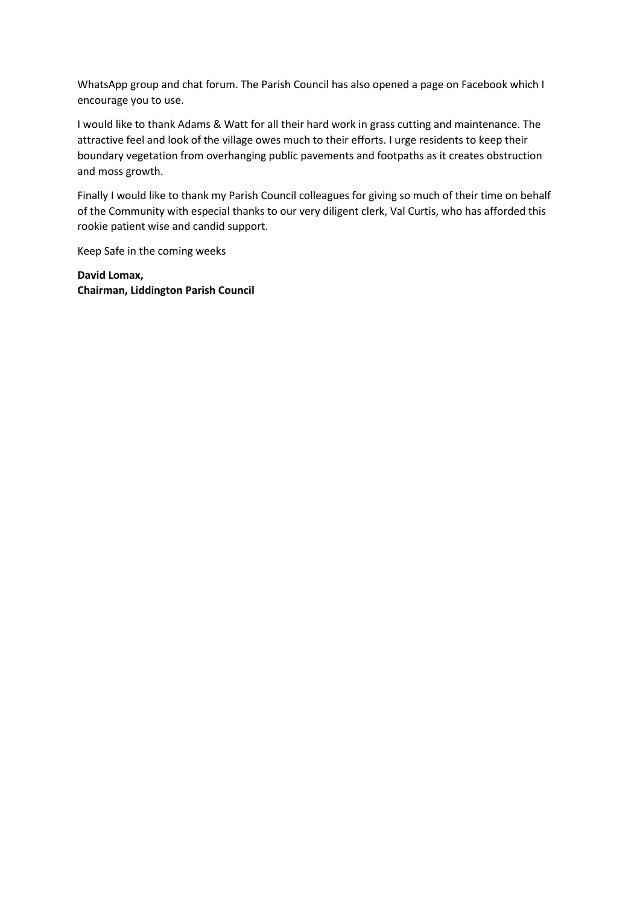WhatsApp group and chat forum. The Parish Council has also opened a page on Facebook which I encourage you to use.

I would like to thank Adams & Watt for all their hard work in grass cutting and maintenance. The attractive feel and look of the village owes much to their efforts. I urge residents to keep their boundary vegetation from overhanging public pavements and footpaths as it creates obstruction and moss growth.

Finally I would like to thank my Parish Council colleagues for giving so much of their time on behalf of the Community with especial thanks to our very diligent clerk, Val Curtis, who has afforded this rookie patient wise and candid support.

Keep Safe in the coming weeks

**David Lomax,**
**Chairman, Liddington Parish Council**